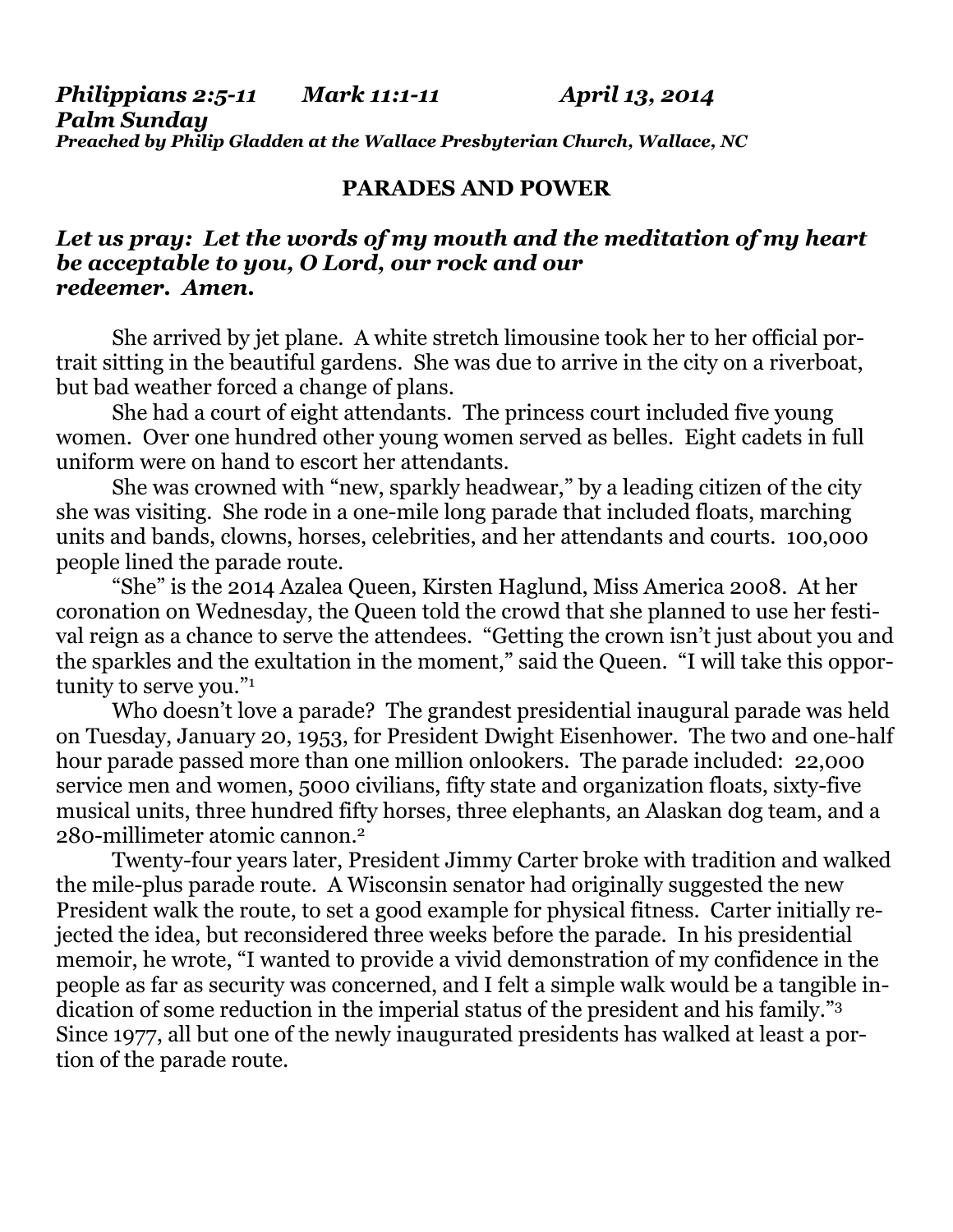***Philippians 2:5-11 Mark 11:1-11 April 13, 2014***
***Palm Sunday***
***Preached by Philip Gladden at the Wallace Presbyterian Church, Wallace, NC***

## PARADES AND POWER

***Let us pray: Let the words of my mouth and the meditation of my heart be acceptable to you, O Lord, our rock and our redeemer. Amen.***

She arrived by jet plane. A white stretch limousine took her to her official portrait sitting in the beautiful gardens. She was due to arrive in the city on a riverboat, but bad weather forced a change of plans.

She had a court of eight attendants. The princess court included five young women. Over one hundred other young women served as belles. Eight cadets in full uniform were on hand to escort her attendants.

She was crowned with "new, sparkly headwear," by a leading citizen of the city she was visiting. She rode in a one-mile long parade that included floats, marching units and bands, clowns, horses, celebrities, and her attendants and courts. 100,000 people lined the parade route.

"She" is the 2014 Azalea Queen, Kirsten Haglund, Miss America 2008. At her coronation on Wednesday, the Queen told the crowd that she planned to use her festival reign as a chance to serve the attendees. "Getting the crown isn't just about you and the sparkles and the exultation in the moment," said the Queen. "I will take this opportunity to serve you."[1]

Who doesn't love a parade? The grandest presidential inaugural parade was held on Tuesday, January 20, 1953, for President Dwight Eisenhower. The two and one-half hour parade passed more than one million onlookers. The parade included: 22,000 service men and women, 5000 civilians, fifty state and organization floats, sixty-five musical units, three hundred fifty horses, three elephants, an Alaskan dog team, and a 280-millimeter atomic cannon.[2]

Twenty-four years later, President Jimmy Carter broke with tradition and walked the mile-plus parade route. A Wisconsin senator had originally suggested the new President walk the route, to set a good example for physical fitness. Carter initially rejected the idea, but reconsidered three weeks before the parade. In his presidential memoir, he wrote, "I wanted to provide a vivid demonstration of my confidence in the people as far as security was concerned, and I felt a simple walk would be a tangible indication of some reduction in the imperial status of the president and his family."[3] Since 1977, all but one of the newly inaugurated presidents has walked at least a portion of the parade route.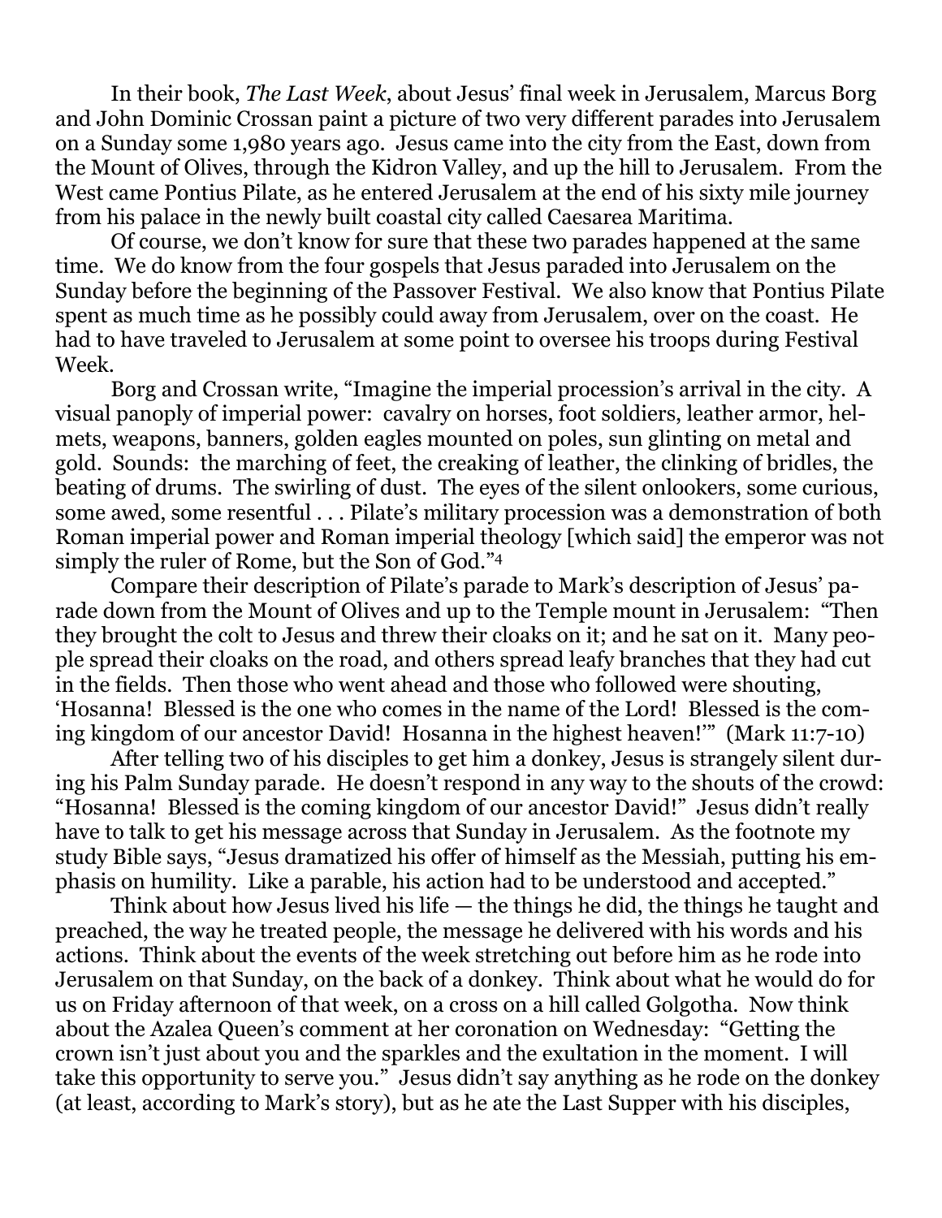In their book, *The Last Week*, about Jesus' final week in Jerusalem, Marcus Borg and John Dominic Crossan paint a picture of two very different parades into Jerusalem on a Sunday some 1,980 years ago. Jesus came into the city from the East, down from the Mount of Olives, through the Kidron Valley, and up the hill to Jerusalem. From the West came Pontius Pilate, as he entered Jerusalem at the end of his sixty mile journey from his palace in the newly built coastal city called Caesarea Maritima.

Of course, we don't know for sure that these two parades happened at the same time. We do know from the four gospels that Jesus paraded into Jerusalem on the Sunday before the beginning of the Passover Festival. We also know that Pontius Pilate spent as much time as he possibly could away from Jerusalem, over on the coast. He had to have traveled to Jerusalem at some point to oversee his troops during Festival Week.

Borg and Crossan write, "Imagine the imperial procession's arrival in the city. A visual panoply of imperial power: cavalry on horses, foot soldiers, leather armor, helmets, weapons, banners, golden eagles mounted on poles, sun glinting on metal and gold. Sounds: the marching of feet, the creaking of leather, the clinking of bridles, the beating of drums. The swirling of dust. The eyes of the silent onlookers, some curious, some awed, some resentful . . . Pilate's military procession was a demonstration of both Roman imperial power and Roman imperial theology [which said] the emperor was not simply the ruler of Rome, but the Son of God."[4]

Compare their description of Pilate's parade to Mark's description of Jesus' parade down from the Mount of Olives and up to the Temple mount in Jerusalem: "Then they brought the colt to Jesus and threw their cloaks on it; and he sat on it. Many people spread their cloaks on the road, and others spread leafy branches that they had cut in the fields. Then those who went ahead and those who followed were shouting, 'Hosanna! Blessed is the one who comes in the name of the Lord! Blessed is the coming kingdom of our ancestor David! Hosanna in the highest heaven!'" (Mark 11:7-10)

After telling two of his disciples to get him a donkey, Jesus is strangely silent during his Palm Sunday parade. He doesn't respond in any way to the shouts of the crowd: "Hosanna! Blessed is the coming kingdom of our ancestor David!" Jesus didn't really have to talk to get his message across that Sunday in Jerusalem. As the footnote my study Bible says, "Jesus dramatized his offer of himself as the Messiah, putting his emphasis on humility. Like a parable, his action had to be understood and accepted."

Think about how Jesus lived his life — the things he did, the things he taught and preached, the way he treated people, the message he delivered with his words and his actions. Think about the events of the week stretching out before him as he rode into Jerusalem on that Sunday, on the back of a donkey. Think about what he would do for us on Friday afternoon of that week, on a cross on a hill called Golgotha. Now think about the Azalea Queen's comment at her coronation on Wednesday: "Getting the crown isn't just about you and the sparkles and the exultation in the moment. I will take this opportunity to serve you." Jesus didn't say anything as he rode on the donkey (at least, according to Mark's story), but as he ate the Last Supper with his disciples,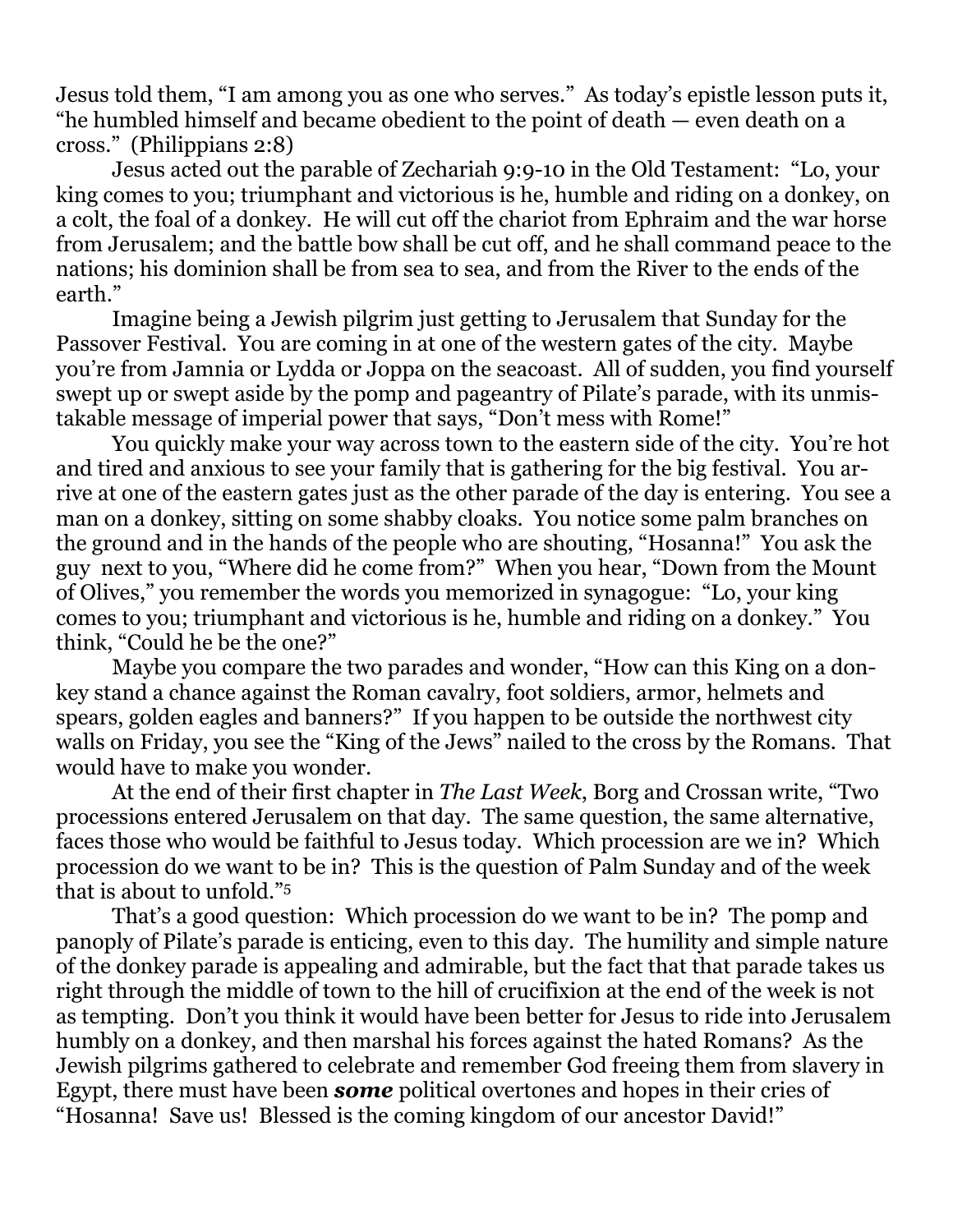Jesus told them, "I am among you as one who serves." As today's epistle lesson puts it, "he humbled himself and became obedient to the point of death — even death on a cross." (Philippians 2:8)

Jesus acted out the parable of Zechariah 9:9-10 in the Old Testament: "Lo, your king comes to you; triumphant and victorious is he, humble and riding on a donkey, on a colt, the foal of a donkey. He will cut off the chariot from Ephraim and the war horse from Jerusalem; and the battle bow shall be cut off, and he shall command peace to the nations; his dominion shall be from sea to sea, and from the River to the ends of the earth."

Imagine being a Jewish pilgrim just getting to Jerusalem that Sunday for the Passover Festival. You are coming in at one of the western gates of the city. Maybe you're from Jamnia or Lydda or Joppa on the seacoast. All of sudden, you find yourself swept up or swept aside by the pomp and pageantry of Pilate's parade, with its unmistakable message of imperial power that says, "Don't mess with Rome!"

You quickly make your way across town to the eastern side of the city. You're hot and tired and anxious to see your family that is gathering for the big festival. You arrive at one of the eastern gates just as the other parade of the day is entering. You see a man on a donkey, sitting on some shabby cloaks. You notice some palm branches on the ground and in the hands of the people who are shouting, "Hosanna!" You ask the guy next to you, "Where did he come from?" When you hear, "Down from the Mount of Olives," you remember the words you memorized in synagogue: "Lo, your king comes to you; triumphant and victorious is he, humble and riding on a donkey." You think, "Could he be the one?"

Maybe you compare the two parades and wonder, "How can this King on a donkey stand a chance against the Roman cavalry, foot soldiers, armor, helmets and spears, golden eagles and banners?" If you happen to be outside the northwest city walls on Friday, you see the "King of the Jews" nailed to the cross by the Romans. That would have to make you wonder.

At the end of their first chapter in *The Last Week*, Borg and Crossan write, "Two processions entered Jerusalem on that day. The same question, the same alternative, faces those who would be faithful to Jesus today. Which procession are we in? Which procession do we want to be in? This is the question of Palm Sunday and of the week that is about to unfold."[5]

That's a good question: Which procession do we want to be in? The pomp and panoply of Pilate's parade is enticing, even to this day. The humility and simple nature of the donkey parade is appealing and admirable, but the fact that that parade takes us right through the middle of town to the hill of crucifixion at the end of the week is not as tempting. Don't you think it would have been better for Jesus to ride into Jerusalem humbly on a donkey, and then marshal his forces against the hated Romans? As the Jewish pilgrims gathered to celebrate and remember God freeing them from slavery in Egypt, there must have been ***some*** political overtones and hopes in their cries of "Hosanna! Save us! Blessed is the coming kingdom of our ancestor David!"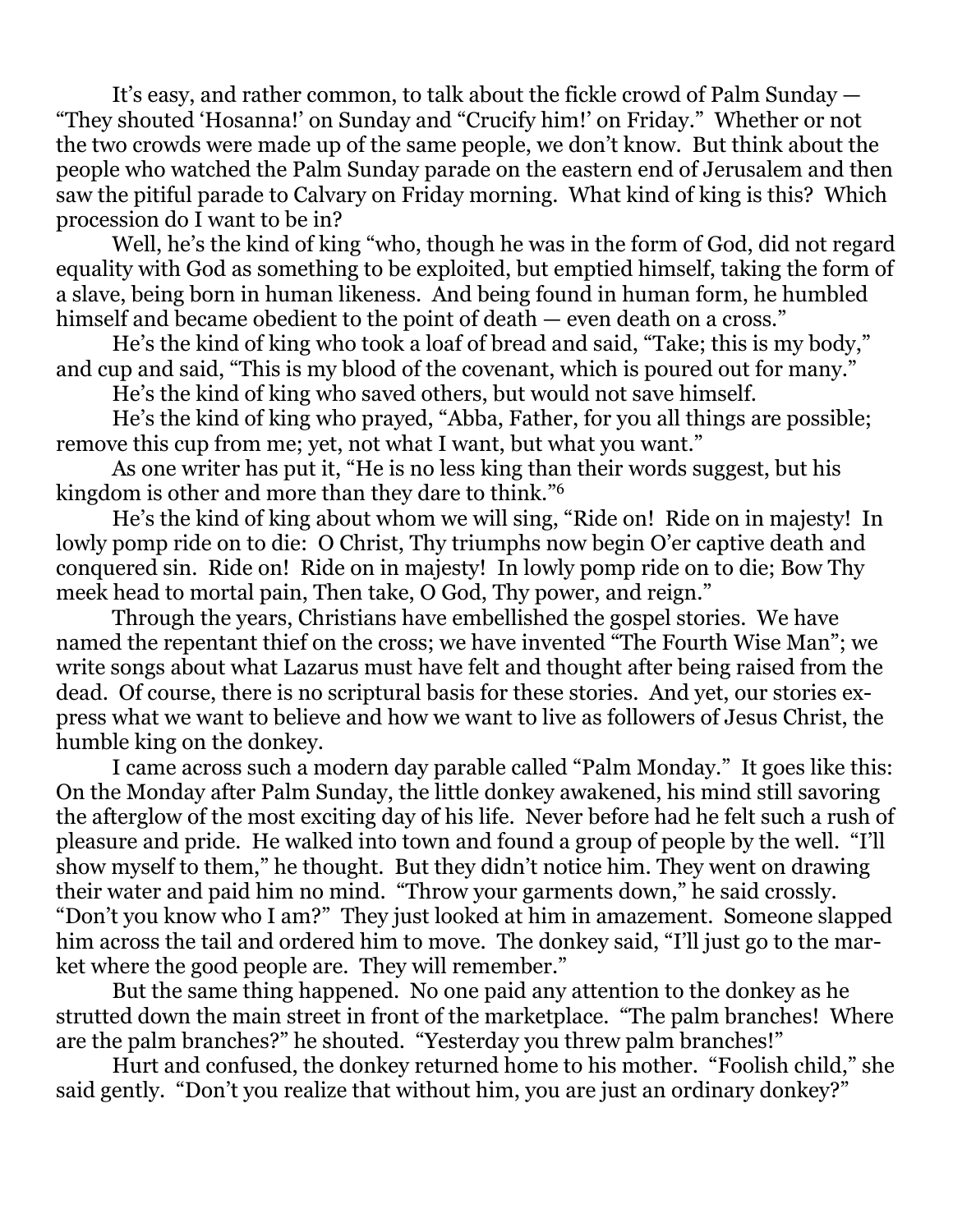It's easy, and rather common, to talk about the fickle crowd of Palm Sunday — "They shouted 'Hosanna!' on Sunday and "Crucify him!' on Friday." Whether or not the two crowds were made up of the same people, we don't know. But think about the people who watched the Palm Sunday parade on the eastern end of Jerusalem and then saw the pitiful parade to Calvary on Friday morning. What kind of king is this? Which procession do I want to be in?

Well, he's the kind of king "who, though he was in the form of God, did not regard equality with God as something to be exploited, but emptied himself, taking the form of a slave, being born in human likeness. And being found in human form, he humbled himself and became obedient to the point of death — even death on a cross."

He's the kind of king who took a loaf of bread and said, "Take; this is my body," and cup and said, "This is my blood of the covenant, which is poured out for many."

He's the kind of king who saved others, but would not save himself.

He's the kind of king who prayed, "Abba, Father, for you all things are possible; remove this cup from me; yet, not what I want, but what you want."

As one writer has put it, "He is no less king than their words suggest, but his kingdom is other and more than they dare to think."[6]

He's the kind of king about whom we will sing, "Ride on! Ride on in majesty! In lowly pomp ride on to die: O Christ, Thy triumphs now begin O'er captive death and conquered sin. Ride on! Ride on in majesty! In lowly pomp ride on to die; Bow Thy meek head to mortal pain, Then take, O God, Thy power, and reign."

Through the years, Christians have embellished the gospel stories. We have named the repentant thief on the cross; we have invented "The Fourth Wise Man"; we write songs about what Lazarus must have felt and thought after being raised from the dead. Of course, there is no scriptural basis for these stories. And yet, our stories express what we want to believe and how we want to live as followers of Jesus Christ, the humble king on the donkey.

I came across such a modern day parable called "Palm Monday." It goes like this: On the Monday after Palm Sunday, the little donkey awakened, his mind still savoring the afterglow of the most exciting day of his life. Never before had he felt such a rush of pleasure and pride. He walked into town and found a group of people by the well. "I'll show myself to them," he thought. But they didn't notice him. They went on drawing their water and paid him no mind. "Throw your garments down," he said crossly. "Don't you know who I am?" They just looked at him in amazement. Someone slapped him across the tail and ordered him to move. The donkey said, "I'll just go to the market where the good people are. They will remember."

But the same thing happened. No one paid any attention to the donkey as he strutted down the main street in front of the marketplace. "The palm branches! Where are the palm branches?" he shouted. "Yesterday you threw palm branches!"

Hurt and confused, the donkey returned home to his mother. "Foolish child," she said gently. "Don't you realize that without him, you are just an ordinary donkey?"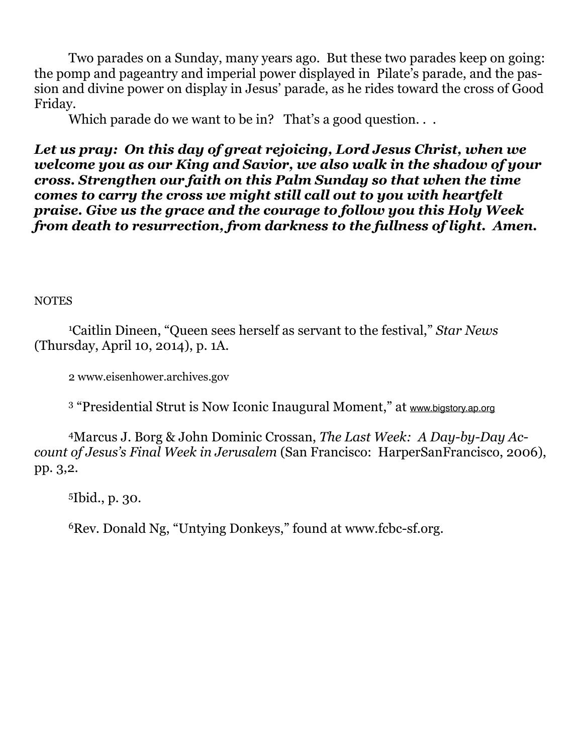Two parades on a Sunday, many years ago. But these two parades keep on going: the pomp and pageantry and imperial power displayed in Pilate's parade, and the passion and divine power on display in Jesus' parade, as he rides toward the cross of Good Friday.

Which parade do we want to be in? That's a good question. . .

***Let us pray: On this day of great rejoicing, Lord Jesus Christ, when we welcome you as our King and Savior, we also walk in the shadow of your cross. Strengthen our faith on this Palm Sunday so that when the time comes to carry the cross we might still call out to you with heartfelt praise. Give us the grace and the courage to follow you this Holy Week from death to resurrection, from darkness to the fullness of light. Amen.***

NOTES

[1]Caitlin Dineen, "Queen sees herself as servant to the festival," *Star News* (Thursday, April 10, 2014), p. 1A.

2 www.eisenhower.archives.gov

[3] "Presidential Strut is Now Iconic Inaugural Moment," at www.bigstory.ap.org

[4]Marcus J. Borg & John Dominic Crossan, *The Last Week: A Day-by-Day Account of Jesus's Final Week in Jerusalem* (San Francisco: HarperSanFrancisco, 2006), pp. 3,2.

[5]Ibid., p. 30.

[6]Rev. Donald Ng, "Untying Donkeys," found at www.fcbc-sf.org.